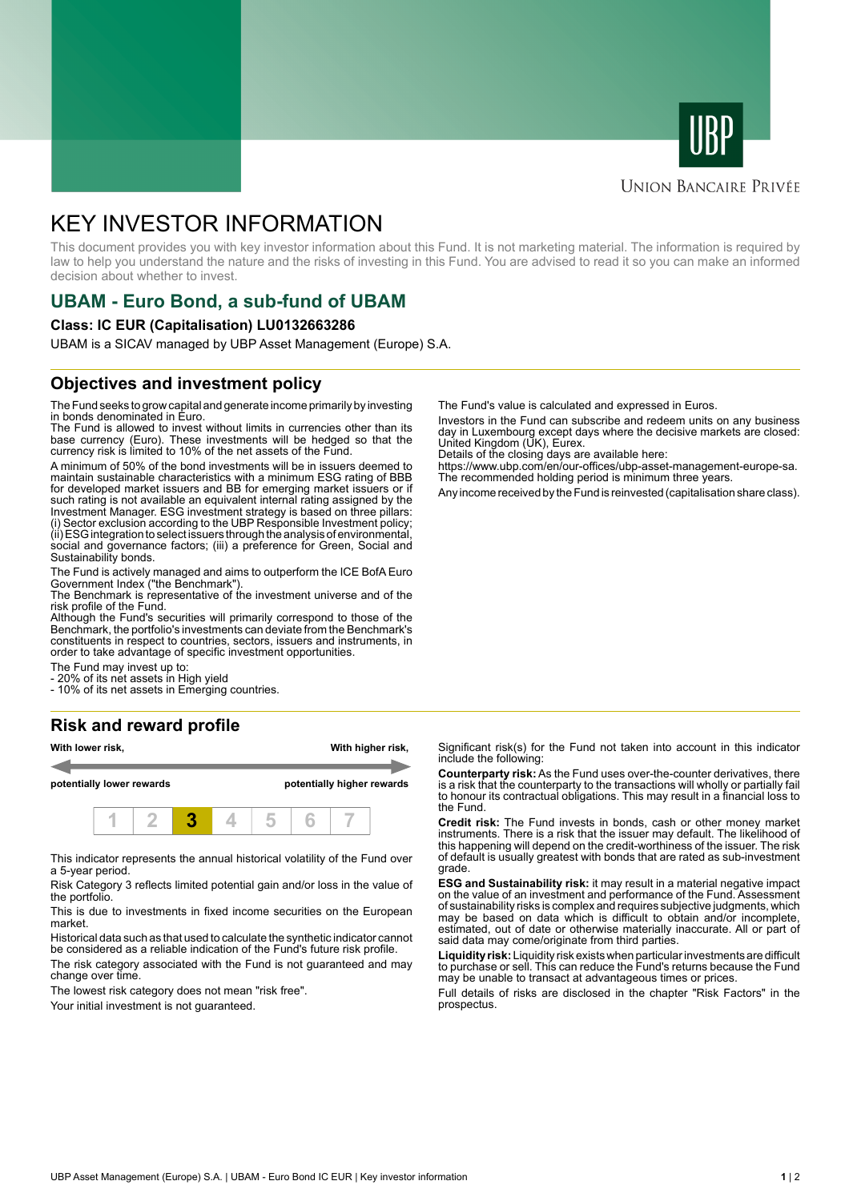Union Bancaire Privée

# KEY INVESTOR INFORMATION

This document provides you with key investor information about this Fund. It is not marketing material. The information is required by law to help you understand the nature and the risks of investing in this Fund. You are advised to read it so you can make an informed decision about whether to invest.

## UBAM - Euro Bond, a sub-fund of UBAM

**Class: IC EUR (Capitalisation) LU0132663286**

UBAM is a SICAV managed by UBP Asset Management (Europe) S.A.

## Objectives and investment policy

The Fund seeks to grow capital and generate income primarily by investing in bonds denominated in Euro.
The Fund is allowed to invest without limits in currencies other than its base currency (Euro). These investments will be hedged so that the currency risk is limited to 10% of the net assets of the Fund.

A minimum of 50% of the bond investments will be in issuers deemed to maintain sustainable characteristics with a minimum ESG rating of BBB for developed market issuers and BB for emerging market issuers or if such rating is not available an equivalent internal rating assigned by the Investment Manager. ESG investment strategy is based on three pillars: (i) Sector exclusion according to the UBP Responsible Investment policy; (ii) ESG integration to select issuers through the analysis of environmental, social and governance factors; (iii) a preference for Green, Social and Sustainability bonds.

The Fund is actively managed and aims to outperform the ICE BofA Euro Government Index ("the Benchmark").
The Benchmark is representative of the investment universe and of the risk profile of the Fund.
Although the Fund's securities will primarily correspond to those of the Benchmark, the portfolio's investments can deviate from the Benchmark's constituents in respect to countries, sectors, issuers and instruments, in order to take advantage of specific investment opportunities.

The Fund may invest up to:
- 20% of its net assets in High yield
- 10% of its net assets in Emerging countries.

The Fund's value is calculated and expressed in Euros.

Investors in the Fund can subscribe and redeem units on any business day in Luxembourg except days where the decisive markets are closed: United Kingdom (UK), Eurex.
Details of the closing days are available here:
https://www.ubp.com/en/our-offices/ubp-asset-management-europe-sa.
The recommended holding period is minimum three years.

Any income received by the Fund is reinvested (capitalisation share class).

## Risk and reward profile

**With lower risk,** **potentially lower rewards** — **With higher risk,** **potentially higher rewards**

| 1 | 2 | **3** | 4 | 5 | 6 | 7 |
|---|---|---|---|---|---|---|

This indicator represents the annual historical volatility of the Fund over a 5-year period.

Risk Category 3 reflects limited potential gain and/or loss in the value of the portfolio.

This is due to investments in fixed income securities on the European market.

Historical data such as that used to calculate the synthetic indicator cannot be considered as a reliable indication of the Fund's future risk profile.

The risk category associated with the Fund is not guaranteed and may change over time.

The lowest risk category does not mean "risk free".

Your initial investment is not guaranteed.

Significant risk(s) for the Fund not taken into account in this indicator include the following:

**Counterparty risk:** As the Fund uses over-the-counter derivatives, there is a risk that the counterparty to the transactions will wholly or partially fail to honour its contractual obligations. This may result in a financial loss to the Fund.

**Credit risk:** The Fund invests in bonds, cash or other money market instruments. There is a risk that the issuer may default. The likelihood of this happening will depend on the credit-worthiness of the issuer. The risk of default is usually greatest with bonds that are rated as sub-investment grade.

**ESG and Sustainability risk:** it may result in a material negative impact on the value of an investment and performance of the Fund. Assessment of sustainability risks is complex and requires subjective judgments, which may be based on data which is difficult to obtain and/or incomplete, estimated, out of date or otherwise materially inaccurate. All or part of said data may come/originate from third parties.

**Liquidity risk:** Liquidity risk exists when particular investments are difficult to purchase or sell. This can reduce the Fund's returns because the Fund may be unable to transact at advantageous times or prices.

Full details of risks are disclosed in the chapter "Risk Factors" in the prospectus.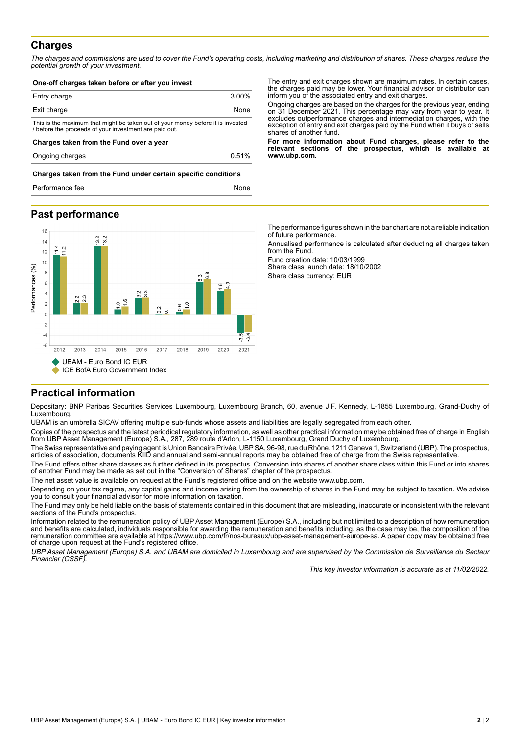## Charges

*The charges and commissions are used to cover the Fund's operating costs, including marketing and distribution of shares. These charges reduce the potential growth of your investment.*

| **One-off charges taken before or after you invest** | |
|---|---|
| Entry charge | 3.00% |
| Exit charge | None |

This is the maximum that might be taken out of your money before it is invested / before the proceeds of your investment are paid out.

| **Charges taken from the Fund over a year** | |
|---|---|
| Ongoing charges | 0.51% |

| **Charges taken from the Fund under certain specific conditions** | |
|---|---|
| Performance fee | None |

The entry and exit charges shown are maximum rates. In certain cases, the charges paid may be lower. Your financial advisor or distributor can inform you of the associated entry and exit charges.

Ongoing charges are based on the charges for the previous year, ending on 31 December 2021. This percentage may vary from year to year. It excludes outperformance charges and intermediation charges, with the exception of entry and exit charges paid by the Fund when it buys or sells shares of another fund.

**For more information about Fund charges, please refer to the relevant sections of the prospectus, which is available at www.ubp.com.**

## Past performance

Performances (%)

16
14
12
10
8
6
4
2
0
-2
-4
-6

2012: 11.4, 11.2
2013: 2.2, 2.3
2014: 13.2, 13.2
2015: 1.0, 1.6
2016: 3.2, 3.3
2017: 0.2, 0.1
2018: 0.6, 1.0
2019: 6.3, 6.8
2020: 4.6, 4.9
2021: -3.5, -3.4

UBAM - Euro Bond IC EUR
ICE BofA Euro Government Index

The performance figures shown in the bar chart are not a reliable indication of future performance.

Annualised performance is calculated after deducting all charges taken from the Fund.

Fund creation date: 10/03/1999
Share class launch date: 18/10/2002
Share class currency: EUR

## Practical information

Depositary: BNP Paribas Securities Services Luxembourg, Luxembourg Branch, 60, avenue J.F. Kennedy, L-1855 Luxembourg, Grand-Duchy of Luxembourg.

UBAM is an umbrella SICAV offering multiple sub-funds whose assets and liabilities are legally segregated from each other.

Copies of the prospectus and the latest periodical regulatory information, as well as other practical information may be obtained free of charge in English from UBP Asset Management (Europe) S.A., 287, 289 route d'Arlon, L-1150 Luxembourg, Grand Duchy of Luxembourg.

The Swiss representative and paying agent is Union Bancaire Privée, UBP SA, 96-98, rue du Rhône, 1211 Geneva 1, Switzerland (UBP). The prospectus, articles of association, documents KIID and annual and semi-annual reports may be obtained free of charge from the Swiss representative.

The Fund offers other share classes as further defined in its prospectus. Conversion into shares of another share class within this Fund or into shares of another Fund may be made as set out in the "Conversion of Shares" chapter of the prospectus.

The net asset value is available on request at the Fund's registered office and on the website www.ubp.com.

Depending on your tax regime, any capital gains and income arising from the ownership of shares in the Fund may be subject to taxation. We advise you to consult your financial advisor for more information on taxation.

The Fund may only be held liable on the basis of statements contained in this document that are misleading, inaccurate or inconsistent with the relevant sections of the Fund's prospectus.

Information related to the remuneration policy of UBP Asset Management (Europe) S.A., including but not limited to a description of how remuneration and benefits are calculated, individuals responsible for awarding the remuneration and benefits including, as the case may be, the composition of the remuneration committee are available at https://www.ubp.com/fr/nos-bureaux/ubp-asset-management-europe-sa. A paper copy may be obtained free of charge upon request at the Fund's registered office.

*UBP Asset Management (Europe) S.A. and UBAM are domiciled in Luxembourg and are supervised by the Commission de Surveillance du Secteur Financier (CSSF).*

*This key investor information is accurate as at 11/02/2022.*